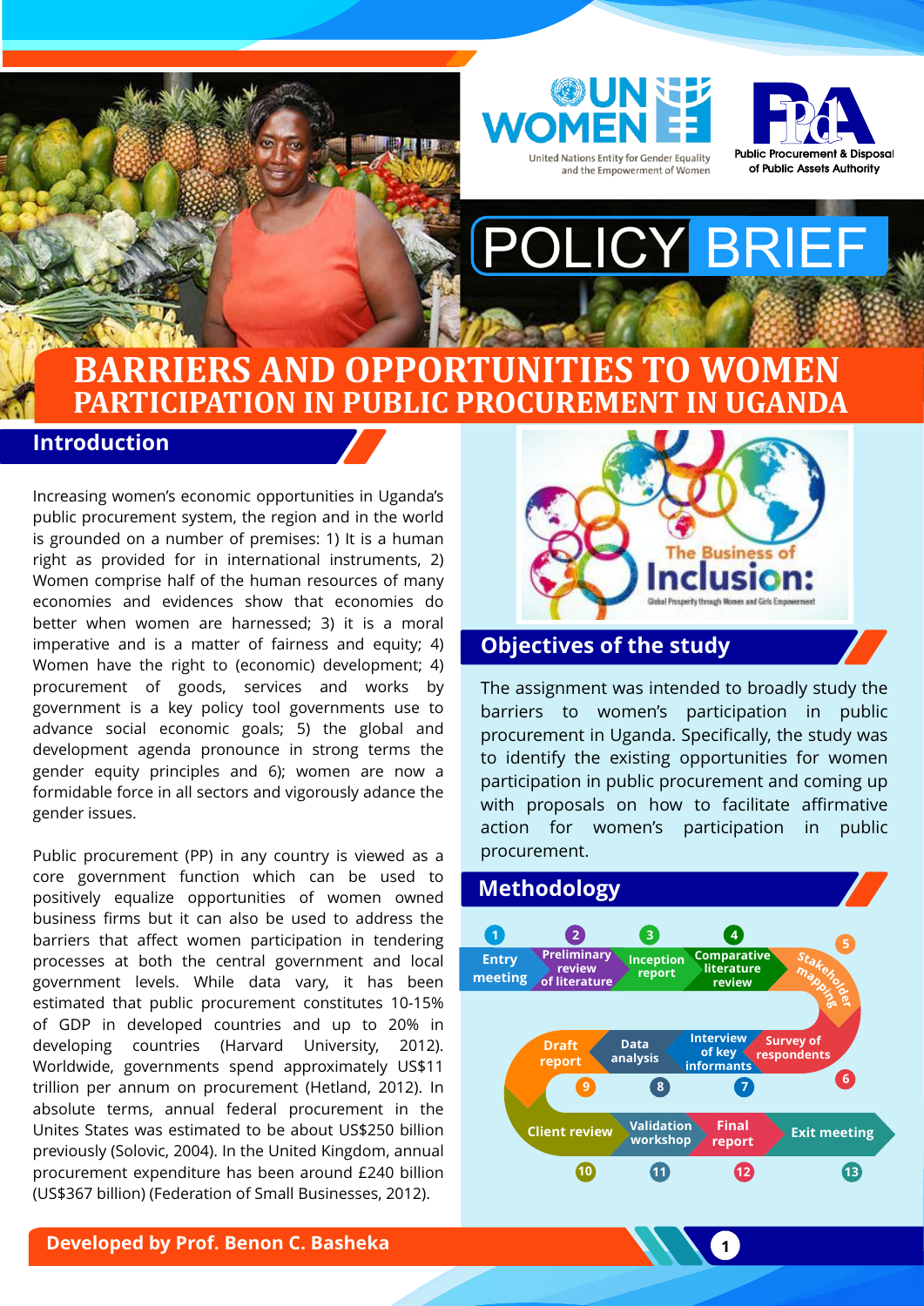UN WOMEN — United Nations Entity for Gender Equality and the Empowerment of Women

PPDA — Public Procurement & Disposal of Public Assets Authority

# POLICY BRIEF

# BARRIERS AND OPPORTUNITIES TO WOMEN PARTICIPATION IN PUBLIC PROCUREMENT IN UGANDA

## Introduction

Increasing women's economic opportunities in Uganda's public procurement system, the region and in the world is grounded on a number of premises: 1) It is a human right as provided for in international instruments, 2) Women comprise half of the human resources of many economies and evidences show that economies do better when women are harnessed; 3) it is a moral imperative and is a matter of fairness and equity; 4) Women have the right to (economic) development; 4) procurement of goods, services and works by government is a key policy tool governments use to advance social economic goals; 5) the global and development agenda pronounce in strong terms the gender equity principles and 6); women are now a formidable force in all sectors and vigorously adance the gender issues.

Public procurement (PP) in any country is viewed as a core government function which can be used to positively equalize opportunities of women owned business firms but it can also be used to address the barriers that affect women participation in tendering processes at both the central government and local government levels. While data vary, it has been estimated that public procurement constitutes 10-15% of GDP in developed countries and up to 20% in developing countries (Harvard University, 2012). Worldwide, governments spend approximately US$11 trillion per annum on procurement (Hetland, 2012). In absolute terms, annual federal procurement in the Unites States was estimated to be about US$250 billion previously (Solovic, 2004). In the United Kingdom, annual procurement expenditure has been around £240 billion (US$367 billion) (Federation of Small Businesses, 2012).

The Business of Inclusion: Global Prosperity through Women and Girls Empowerment

## Objectives of the study

The assignment was intended to broadly study the barriers to women's participation in public procurement in Uganda. Specifically, the study was to identify the existing opportunities for women participation in public procurement and coming up with proposals on how to facilitate affirmative action for women's participation in public procurement.

## Methodology

1. Entry meeting
2. Preliminary review of literature
3. Inception report
4. Comparative literature review
5. Stakeholder mapping
6. Survey of respondents
7. Interview of key informants
8. Data analysis
9. Draft report
10. Client review
11. Validation workshop
12. Final report
13. Exit meeting

Developed by Prof. Benon C. Basheka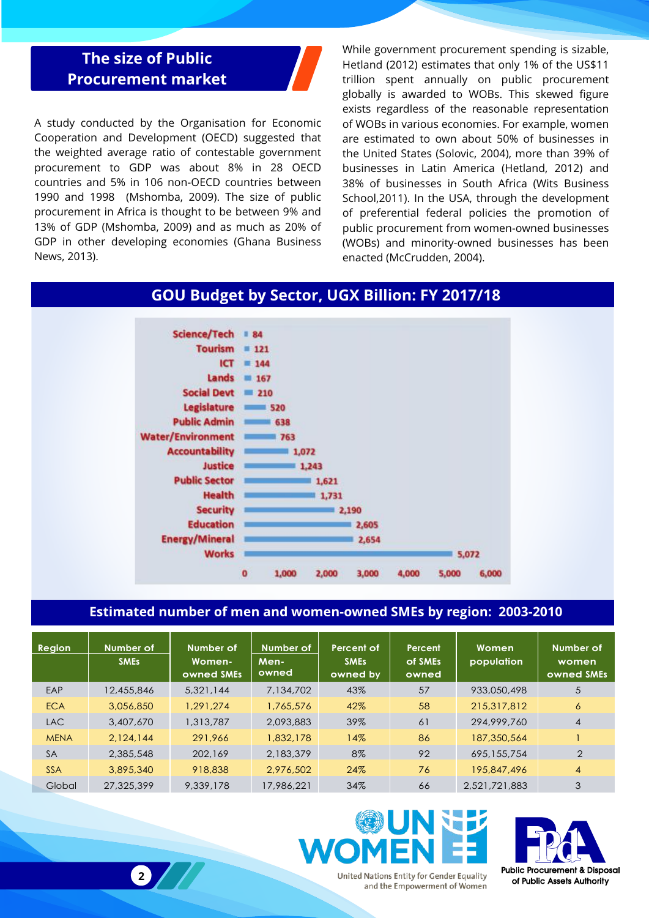## The size of Public Procurement market

A study conducted by the Organisation for Economic Cooperation and Development (OECD) suggested that the weighted average ratio of contestable government procurement to GDP was about 8% in 28 OECD countries and 5% in 106 non-OECD countries between 1990 and 1998 (Mshomba, 2009). The size of public procurement in Africa is thought to be between 9% and 13% of GDP (Mshomba, 2009) and as much as 20% of GDP in other developing economies (Ghana Business News, 2013).

While government procurement spending is sizable, Hetland (2012) estimates that only 1% of the US$11 trillion spent annually on public procurement globally is awarded to WOBs. This skewed figure exists regardless of the reasonable representation of WOBs in various economies. For example, women are estimated to own about 50% of businesses in the United States (Solovic, 2004), more than 39% of businesses in Latin America (Hetland, 2012) and 38% of businesses in South Africa (Wits Business School,2011). In the USA, through the development of preferential federal policies the promotion of public procurement from women-owned businesses (WOBs) and minority-owned businesses has been enacted (McCrudden, 2004).

## GOU Budget by Sector, UGX Billion: FY 2017/18

| Sector | UGX Billion |
|---|---|
| Science/Tech | 84 |
| Tourism | 121 |
| ICT | 144 |
| Lands | 167 |
| Social Devt | 210 |
| Legislature | 520 |
| Public Admin | 638 |
| Water/Environment | 763 |
| Accountability | 1,072 |
| Justice | 1,243 |
| Public Sector | 1,621 |
| Health | 1,731 |
| Security | 2,190 |
| Education | 2,605 |
| Energy/Mineral | 2,654 |
| Works | 5,072 |

## Estimated number of men and women-owned SMEs by region: 2003-2010

| Region | Number of SMEs | Number of Women-owned SMEs | Number of Men-owned | Percent of SMEs owned by | Percent of SMEs owned | Women population | Number of women owned SMEs |
|---|---|---|---|---|---|---|---|
| EAP | 12,455,846 | 5,321,144 | 7,134,702 | 43% | 57 | 933,050,498 | 5 |
| ECA | 3,056,850 | 1,291,274 | 1,765,576 | 42% | 58 | 215,317,812 | 6 |
| LAC | 3,407,670 | 1,313,787 | 2,093,883 | 39% | 61 | 294,999,760 | 4 |
| MENA | 2,124,144 | 291,966 | 1,832,178 | 14% | 86 | 187,350,564 | 1 |
| SA | 2,385,548 | 202,169 | 2,183,379 | 8% | 92 | 695,155,754 | 2 |
| SSA | 3,895,340 | 918,838 | 2,976,502 | 24% | 76 | 195,847,496 | 4 |
| Global | 27,325,399 | 9,339,178 | 17,986,221 | 34% | 66 | 2,521,721,883 | 3 |

UN WOMEN – United Nations Entity for Gender Equality and the Empowerment of Women

Public Procurement & Disposal of Public Assets Authority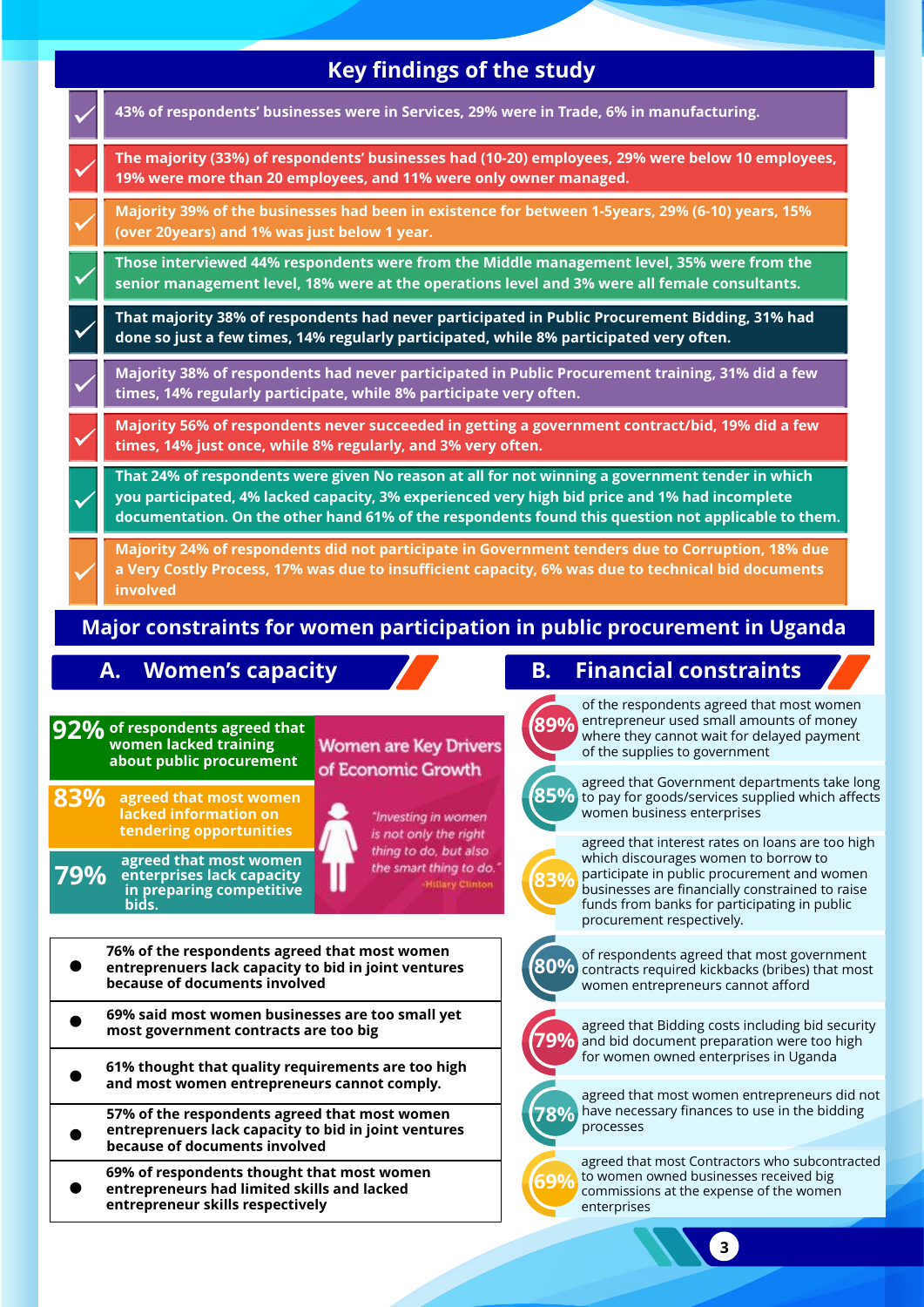## Key findings of the study

- 43% of respondents' businesses were in Services, 29% were in Trade, 6% in manufacturing.
- The majority (33%) of respondents' businesses had (10-20) employees, 29% were below 10 employees, 19% were more than 20 employees, and 11% were only owner managed.
- Majority 39% of the businesses had been in existence for between 1-5years, 29% (6-10) years, 15% (over 20years) and 1% was just below 1 year.
- Those interviewed 44% respondents were from the Middle management level, 35% were from the senior management level, 18% were at the operations level and 3% were all female consultants.
- That majority 38% of respondents had never participated in Public Procurement Bidding, 31% had done so just a few times, 14% regularly participated, while 8% participated very often.
- Majority 38% of respondents had never participated in Public Procurement training, 31% did a few times, 14% regularly participate, while 8% participate very often.
- Majority 56% of respondents never succeeded in getting a government contract/bid, 19% did a few times, 14% just once, while 8% regularly, and 3% very often.
- That 24% of respondents were given No reason at all for not winning a government tender in which you participated, 4% lacked capacity, 3% experienced very high bid price and 1% had incomplete documentation. On the other hand 61% of the respondents found this question not applicable to them.
- Majority 24% of respondents did not participate in Government tenders due to Corruption, 18% due a Very Costly Process, 17% was due to insufficient capacity, 6% was due to technical bid documents involved

## Major constraints for women participation in public procurement in Uganda

### A. Women's capacity

**92%** of respondents agreed that women lacked training about public procurement

**83%** agreed that most women lacked information on tendering opportunities

**79%** agreed that most women enterprises lack capacity in preparing competitive bids.

**Women are Key Drivers of Economic Growth**

*"Investing in women is not only the right thing to do, but also the smart thing to do."* -Hillary Clinton

- **76% of the respondents agreed that most women entrepreneurs lack capacity to bid in joint ventures because of documents involved**
- **69% said most women businesses are too small yet most government contracts are too big**
- **61% thought that quality requirements are too high and most women entrepreneurs cannot comply.**
- **57% of the respondents agreed that most women entrepreneurs lack capacity to bid in joint ventures because of documents involved**
- **69% of respondents thought that most women entrepreneurs had limited skills and lacked entrepreneur skills respectively**

### B. Financial constraints

**89%** of the respondents agreed that most women entrepreneur used small amounts of money where they cannot wait for delayed payment of the supplies to government

**85%** agreed that Government departments take long to pay for goods/services supplied which affects women business enterprises

**83%** agreed that interest rates on loans are too high which discourages women to borrow to participate in public procurement and women businesses are financially constrained to raise funds from banks for participating in public procurement respectively.

**80%** of respondents agreed that most government contracts required kickbacks (bribes) that most women entrepreneurs cannot afford

**79%** agreed that Bidding costs including bid security and bid document preparation were too high for women owned enterprises in Uganda

**78%** agreed that most women entrepreneurs did not have necessary finances to use in the bidding processes

**69%** agreed that most Contractors who subcontracted to women owned businesses received big commissions at the expense of the women enterprises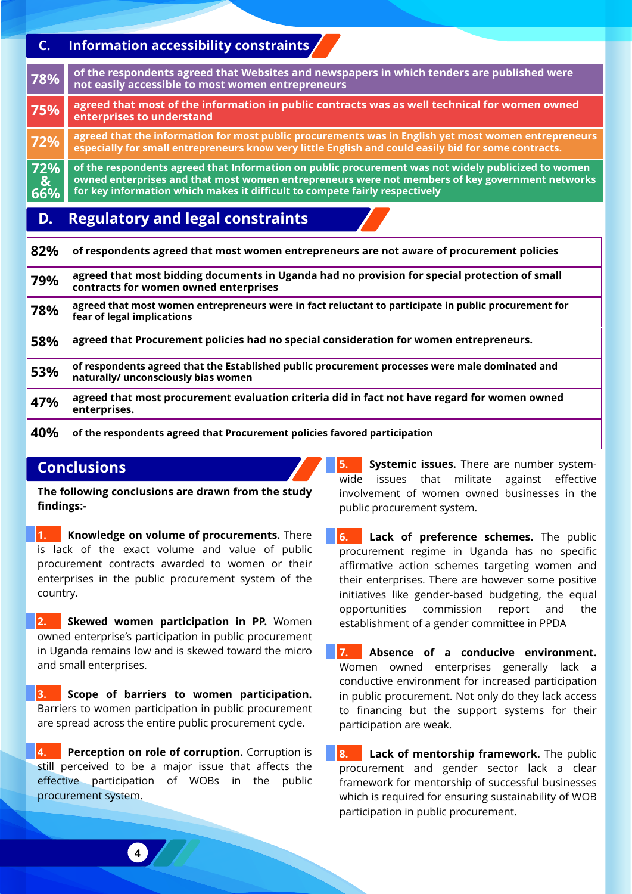## C. Information accessibility constraints

| | |
|---|---|
| 78% | of the respondents agreed that Websites and newspapers in which tenders are published were not easily accessible to most women entrepreneurs |
| 75% | agreed that most of the information in public contracts was as well technical for women owned enterprises to understand |
| 72% | agreed that the information for most public procurements was in English yet most women entrepreneurs especially for small entrepreneurs know very little English and could easily bid for some contracts. |
| 72% & 66% | of the respondents agreed that Information on public procurement was not widely publicized to women owned enterprises and that most women entrepreneurs were not members of key government networks for key information which makes it difficult to compete fairly respectively |

## D. Regulatory and legal constraints

| | |
|---|---|
| 82% | of respondents agreed that most women entrepreneurs are not aware of procurement policies |
| 79% | agreed that most bidding documents in Uganda had no provision for special protection of small contracts for women owned enterprises |
| 78% | agreed that most women entrepreneurs were in fact reluctant to participate in public procurement for fear of legal implications |
| 58% | agreed that Procurement policies had no special consideration for women entrepreneurs. |
| 53% | of respondents agreed that the Established public procurement processes were male dominated and naturally/ unconsciously bias women |
| 47% | agreed that most procurement evaluation criteria did in fact not have regard for women owned enterprises. |
| 40% | of the respondents agreed that Procurement policies favored participation |

## Conclusions

**The following conclusions are drawn from the study findings:-**

1. **Knowledge on volume of procurements.** There is lack of the exact volume and value of public procurement contracts awarded to women or their enterprises in the public procurement system of the country.

2. **Skewed women participation in PP.** Women owned enterprise's participation in public procurement in Uganda remains low and is skewed toward the micro and small enterprises.

3. **Scope of barriers to women participation.** Barriers to women participation in public procurement are spread across the entire public procurement cycle.

4. **Perception on role of corruption.** Corruption is still perceived to be a major issue that affects the effective participation of WOBs in the public procurement system.

5. **Systemic issues.** There are number system-wide issues that militate against effective involvement of women owned businesses in the public procurement system.

6. **Lack of preference schemes.** The public procurement regime in Uganda has no specific affirmative action schemes targeting women and their enterprises. There are however some positive initiatives like gender-based budgeting, the equal opportunities commission report and the establishment of a gender committee in PPDA

7. **Absence of a conducive environment.** Women owned enterprises generally lack a conductive environment for increased participation in public procurement. Not only do they lack access to financing but the support systems for their participation are weak.

8. **Lack of mentorship framework.** The public procurement and gender sector lack a clear framework for mentorship of successful businesses which is required for ensuring sustainability of WOB participation in public procurement.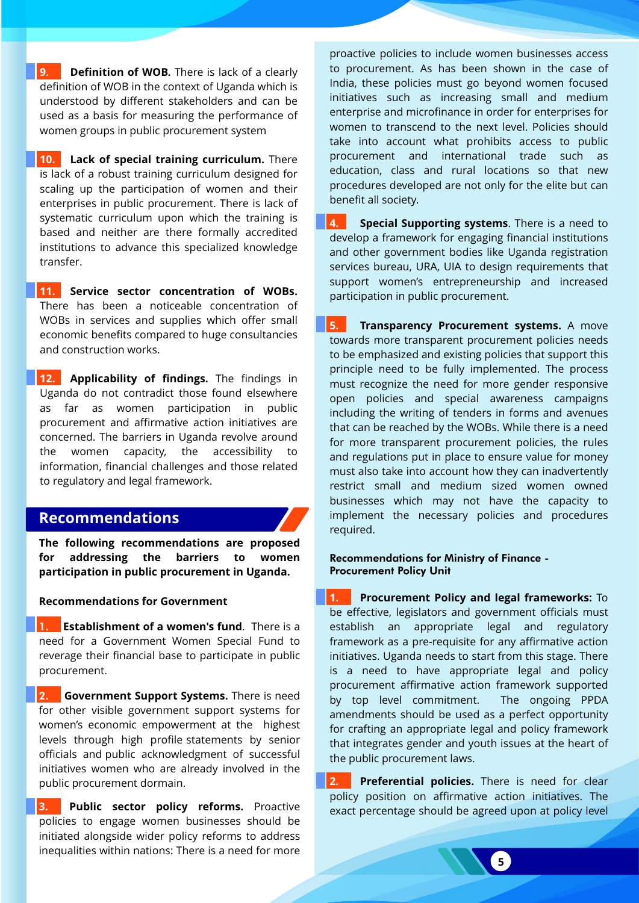**9. Definition of WOB.** There is lack of a clearly definition of WOB in the context of Uganda which is understood by different stakeholders and can be used as a basis for measuring the performance of women groups in public procurement system

**10. Lack of special training curriculum.** There is lack of a robust training curriculum designed for scaling up the participation of women and their enterprises in public procurement. There is lack of systematic curriculum upon which the training is based and neither are there formally accredited institutions to advance this specialized knowledge transfer.

**11. Service sector concentration of WOBs.** There has been a noticeable concentration of WOBs in services and supplies which offer small economic benefits compared to huge consultancies and construction works.

**12. Applicability of findings.** The findings in Uganda do not contradict those found elsewhere as far as women participation in public procurement and affirmative action initiatives are concerned. The barriers in Uganda revolve around the women capacity, the accessibility to information, financial challenges and those related to regulatory and legal framework.

## Recommendations

**The following recommendations are proposed for addressing the barriers to women participation in public procurement in Uganda.**

### Recommendations for Government

**1. Establishment of a women's fund**. There is a need for a Government Women Special Fund to reverage their financial base to participate in public procurement.

**2. Government Support Systems.** There is need for other visible government support systems for women's economic empowerment at the highest levels through high profile statements by senior officials and public acknowledgment of successful initiatives women who are already involved in the public procurement dormain.

**3. Public sector policy reforms.** Proactive policies to engage women businesses should be initiated alongside wider policy reforms to address inequalities within nations: There is a need for more proactive policies to include women businesses access to procurement. As has been shown in the case of India, these policies must go beyond women focused initiatives such as increasing small and medium enterprise and microfinance in order for enterprises for women to transcend to the next level. Policies should take into account what prohibits access to public procurement and international trade such as education, class and rural locations so that new procedures developed are not only for the elite but can benefit all society.

**4. Special Supporting systems**. There is a need to develop a framework for engaging financial institutions and other government bodies like Uganda registration services bureau, URA, UIA to design requirements that support women's entrepreneurship and increased participation in public procurement.

**5. Transparency Procurement systems.** A move towards more transparent procurement policies needs to be emphasized and existing policies that support this principle need to be fully implemented. The process must recognize the need for more gender responsive open policies and special awareness campaigns including the writing of tenders in forms and avenues that can be reached by the WOBs. While there is a need for more transparent procurement policies, the rules and regulations put in place to ensure value for money must also take into account how they can inadvertently restrict small and medium sized women owned businesses which may not have the capacity to implement the necessary policies and procedures required.

### Recommendations for Ministry of Finance - Procurement Policy Unit

**1. Procurement Policy and legal frameworks:** To be effective, legislators and government officials must establish an appropriate legal and regulatory framework as a pre-requisite for any affirmative action initiatives. Uganda needs to start from this stage. There is a need to have appropriate legal and policy procurement affirmative action framework supported by top level commitment. The ongoing PPDA amendments should be used as a perfect opportunity for crafting an appropriate legal and policy framework that integrates gender and youth issues at the heart of the public procurement laws.

**2. Preferential policies.** There is need for clear policy position on affirmative action initiatives. The exact percentage should be agreed upon at policy level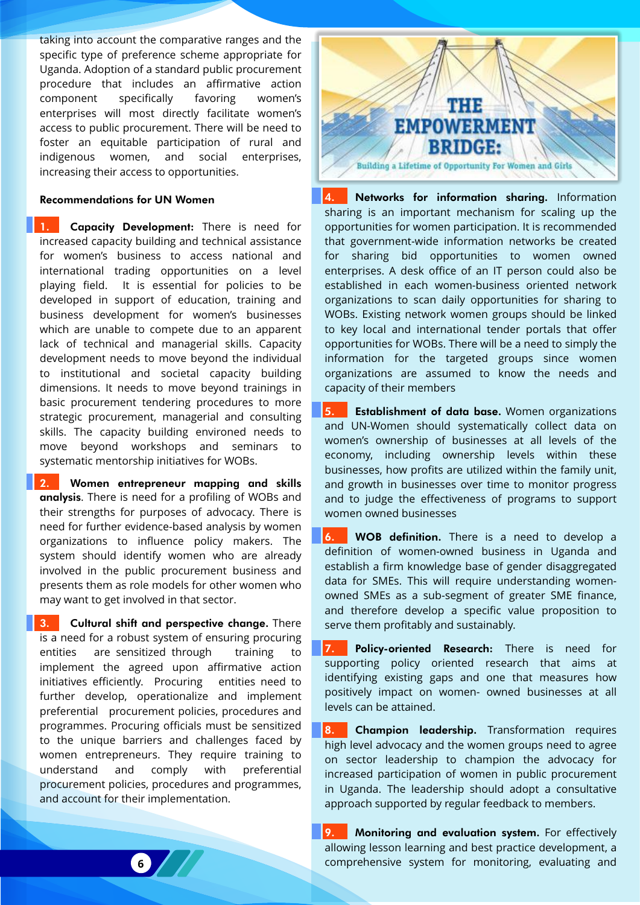taking into account the comparative ranges and the specific type of preference scheme appropriate for Uganda. Adoption of a standard public procurement procedure that includes an affirmative action component specifically favoring women's enterprises will most directly facilitate women's access to public procurement. There will be need to foster an equitable participation of rural and indigenous women, and social enterprises, increasing their access to opportunities.

**Recommendations for UN Women**

1. **Capacity Development:** There is need for increased capacity building and technical assistance for women's business to access national and international trading opportunities on a level playing field. It is essential for policies to be developed in support of education, training and business development for women's businesses which are unable to compete due to an apparent lack of technical and managerial skills. Capacity development needs to move beyond the individual to institutional and societal capacity building dimensions. It needs to move beyond trainings in basic procurement tendering procedures to more strategic procurement, managerial and consulting skills. The capacity building environed needs to move beyond workshops and seminars to systematic mentorship initiatives for WOBs.

2. **Women entrepreneur mapping and skills analysis**. There is need for a profiling of WOBs and their strengths for purposes of advocacy. There is need for further evidence-based analysis by women organizations to influence policy makers. The system should identify women who are already involved in the public procurement business and presents them as role models for other women who may want to get involved in that sector.

3. **Cultural shift and perspective change.** There is a need for a robust system of ensuring procuring entities are sensitized through training to implement the agreed upon affirmative action initiatives efficiently. Procuring entities need to further develop, operationalize and implement preferential procurement policies, procedures and programmes. Procuring officials must be sensitized to the unique barriers and challenges faced by women entrepreneurs. They require training to understand and comply with preferential procurement policies, procedures and programmes, and account for their implementation.

THE EMPOWERMENT BRIDGE: Building a Lifetime of Opportunity For Women and Girls

4. **Networks for information sharing.** Information sharing is an important mechanism for scaling up the opportunities for women participation. It is recommended that government-wide information networks be created for sharing bid opportunities to women owned enterprises. A desk office of an IT person could also be established in each women-business oriented network organizations to scan daily opportunities for sharing to WOBs. Existing network women groups should be linked to key local and international tender portals that offer opportunities for WOBs. There will be a need to simply the information for the targeted groups since women organizations are assumed to know the needs and capacity of their members

5. **Establishment of data base.** Women organizations and UN-Women should systematically collect data on women's ownership of businesses at all levels of the economy, including ownership levels within these businesses, how profits are utilized within the family unit, and growth in businesses over time to monitor progress and to judge the effectiveness of programs to support women owned businesses

6. **WOB definition.** There is a need to develop a definition of women-owned business in Uganda and establish a firm knowledge base of gender disaggregated data for SMEs. This will require understanding women-owned SMEs as a sub-segment of greater SME finance, and therefore develop a specific value proposition to serve them profitably and sustainably.

7. **Policy-oriented Research:** There is need for supporting policy oriented research that aims at identifying existing gaps and one that measures how positively impact on women- owned businesses at all levels can be attained.

8. **Champion leadership.** Transformation requires high level advocacy and the women groups need to agree on sector leadership to champion the advocacy for increased participation of women in public procurement in Uganda. The leadership should adopt a consultative approach supported by regular feedback to members.

9. **Monitoring and evaluation system.** For effectively allowing lesson learning and best practice development, a comprehensive system for monitoring, evaluating and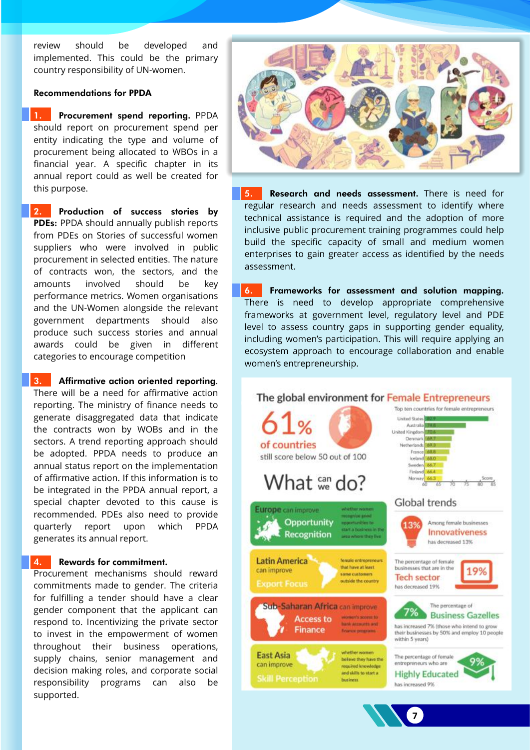review should be developed and implemented. This could be the primary country responsibility of UN-women.

**Recommendations for PPDA**

**1. Procurement spend reporting.** PPDA should report on procurement spend per entity indicating the type and volume of procurement being allocated to WBOs in a financial year. A specific chapter in its annual report could as well be created for this purpose.

**2. Production of success stories by PDEs:** PPDA should annually publish reports from PDEs on Stories of successful women suppliers who were involved in public procurement in selected entities. The nature of contracts won, the sectors, and the amounts involved should be key performance metrics. Women organisations and the UN-Women alongside the relevant government departments should also produce such success stories and annual awards could be given in different categories to encourage competition

**3. Affirmative action oriented reporting.** There will be a need for affirmative action reporting. The ministry of finance needs to generate disaggregated data that indicate the contracts won by WOBs and in the sectors. A trend reporting approach should be adopted. PPDA needs to produce an annual status report on the implementation of affirmative action. If this information is to be integrated in the PPDA annual report, a special chapter devoted to this cause is recommended. PDEs also need to provide quarterly report upon which PPDA generates its annual report.

**4. Rewards for commitment.** Procurement mechanisms should reward commitments made to gender. The criteria for fulfilling a tender should have a clear gender component that the applicant can respond to. Incentivizing the private sector to invest in the empowerment of women throughout their business operations, supply chains, senior management and decision making roles, and corporate social responsibility programs can also be supported.

**5. Research and needs assessment.** There is need for regular research and needs assessment to identify where technical assistance is required and the adoption of more inclusive public procurement training programmes could help build the specific capacity of small and medium women enterprises to gain greater access as identified by the needs assessment.

**6. Frameworks for assessment and solution mapping.** There is need to develop appropriate comprehensive frameworks at government level, regulatory level and PDE level to assess country gaps in supporting gender equality, including women's participation. This will require applying an ecosystem approach to encourage collaboration and enable women's entrepreneurship.

## The global environment for Female Entrepreneurs

**61% of countries** still score below 50 out of 100

Top ten countries for female entrepreneurs

| Country | Score |
|---|---|
| United States | 82.9 |
| Australia | 74.8 |
| United Kingdom | 70.6 |
| Denmark | 69.7 |
| Netherlands | 69.3 |
| France | 68.8 |
| Iceland | 68.0 |
| Sweden | 66.7 |
| Finland | 66.4 |
| Norway | 66.3 |

### What can we do?

- **Europe** can improve **Opportunity Recognition** — whether women recognize good opportunities to start a business in the area where they live
- **Latin America** can improve **Export Focus** — female entrepreneurs that have at least some customers outside the country
- **Sub-Saharan Africa** can improve **Access to Finance** — women's access to bank accounts and finance programs
- **East Asia** can improve **Skill Perception** — whether women believe they have the required knowledge and skills to start a business

### Global trends

- **13%** — Among female businesses **Innovativeness** has decreased 13%
- **19%** — The percentage of female businesses that are in the **Tech sector** has decreased 19%
- **7%** — The percentage of **Business Gazelles** has increased 7% (those who intend to grow their businesses by 50% and employ 10 people within 5 years)
- **9%** — The percentage of female entrepreneurs who are **Highly Educated** has increased 9%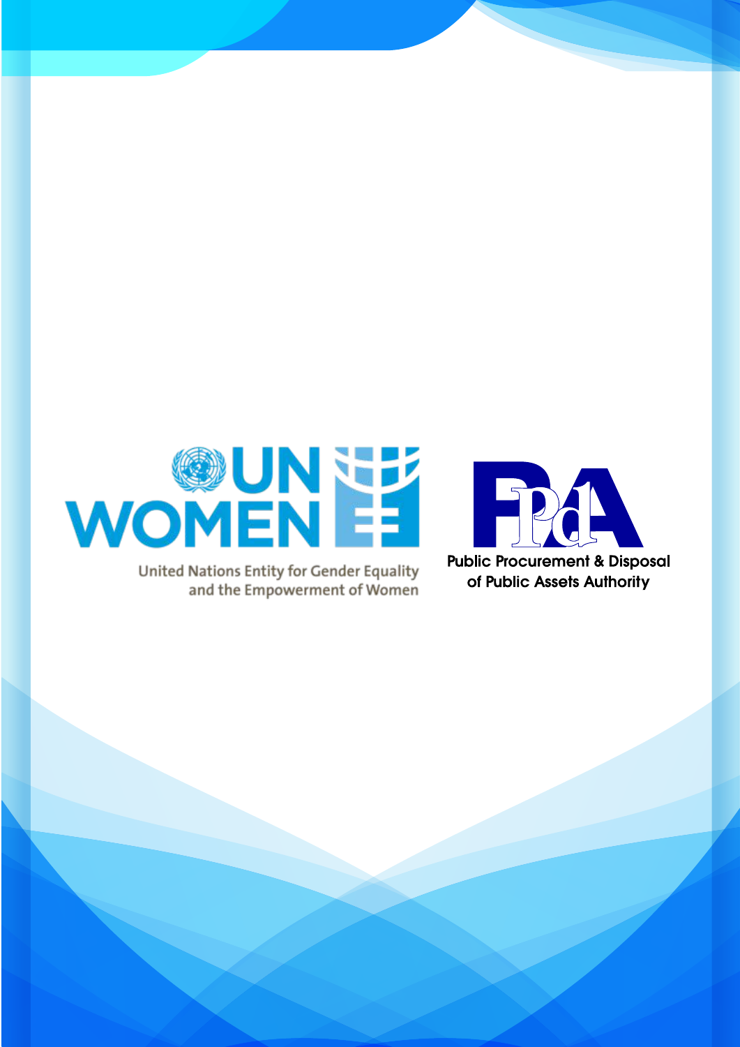UN WOMEN

United Nations Entity for Gender Equality and the Empowerment of Women

PPDA

Public Procurement & Disposal of Public Assets Authority